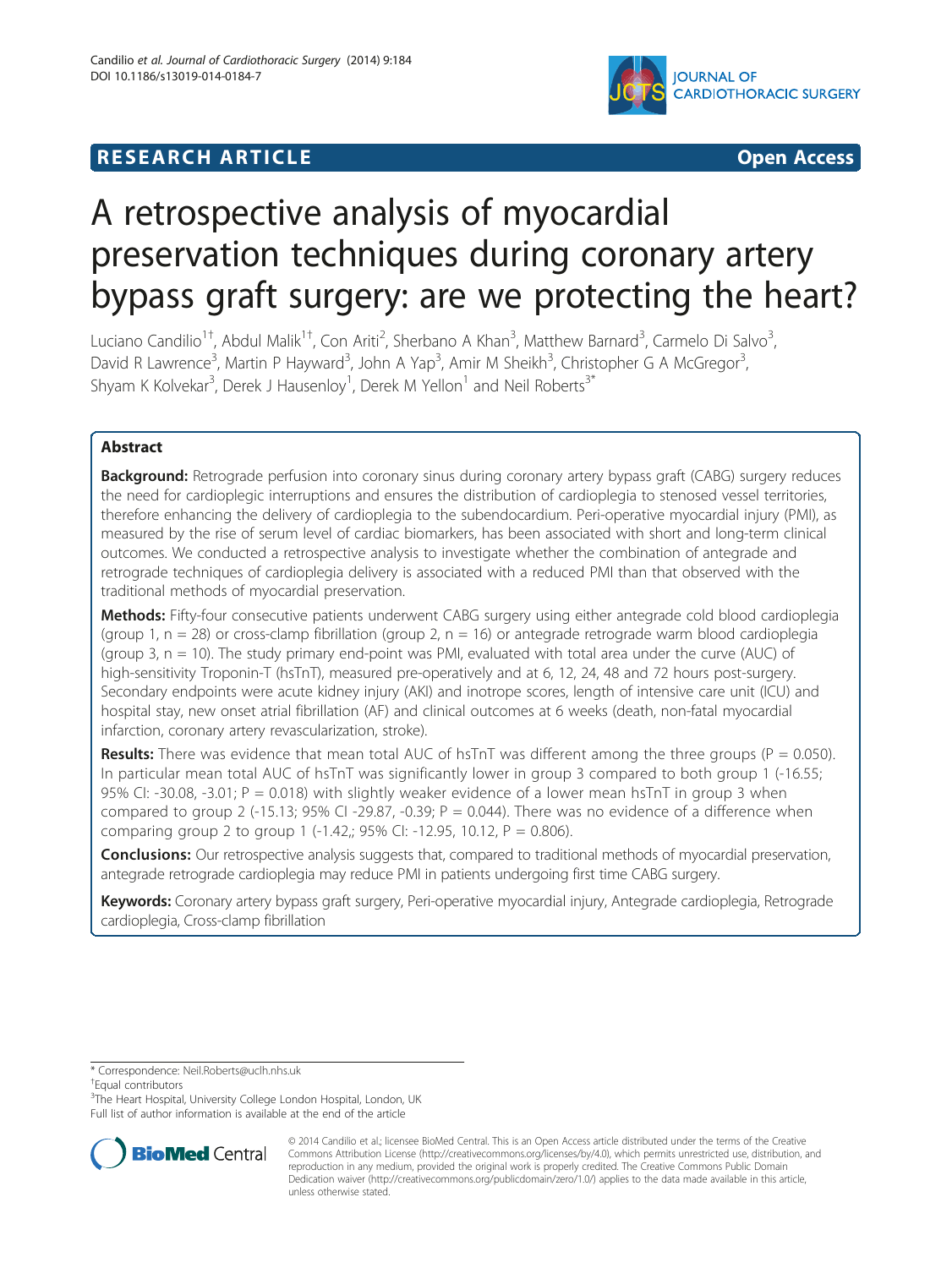RESEARCH ARTICLE Open Access

# A retrospective analysis of myocardial preservation techniques during coronary artery bypass graft surgery: are we protecting the heart?

Luciano Candilio[1†], Abdul Malik[1†], Con Ariti[2], Sherbano A Khan[3], Matthew Barnard[3], Carmelo Di Salvo[3], David R Lawrence[3], Martin P Hayward[3], John A Yap[3], Amir M Sheikh[3], Christopher G A McGregor[3], Shyam K Kolvekar[3], Derek J Hausenloy[1], Derek M Yellon[1] and Neil Roberts[3*]

## Abstract

**Background:** Retrograde perfusion into coronary sinus during coronary artery bypass graft (CABG) surgery reduces the need for cardioplegic interruptions and ensures the distribution of cardioplegia to stenosed vessel territories, therefore enhancing the delivery of cardioplegia to the subendocardium. Peri-operative myocardial injury (PMI), as measured by the rise of serum level of cardiac biomarkers, has been associated with short and long-term clinical outcomes. We conducted a retrospective analysis to investigate whether the combination of antegrade and retrograde techniques of cardioplegia delivery is associated with a reduced PMI than that observed with the traditional methods of myocardial preservation.

**Methods:** Fifty-four consecutive patients underwent CABG surgery using either antegrade cold blood cardioplegia (group 1, n = 28) or cross-clamp fibrillation (group 2, n = 16) or antegrade retrograde warm blood cardioplegia (group 3, n = 10). The study primary end-point was PMI, evaluated with total area under the curve (AUC) of high-sensitivity Troponin-T (hsTnT), measured pre-operatively and at 6, 12, 24, 48 and 72 hours post-surgery. Secondary endpoints were acute kidney injury (AKI) and inotrope scores, length of intensive care unit (ICU) and hospital stay, new onset atrial fibrillation (AF) and clinical outcomes at 6 weeks (death, non-fatal myocardial infarction, coronary artery revascularization, stroke).

**Results:** There was evidence that mean total AUC of hsTnT was different among the three groups (P = 0.050). In particular mean total AUC of hsTnT was significantly lower in group 3 compared to both group 1 (-16.55; 95% CI: -30.08, -3.01; P = 0.018) with slightly weaker evidence of a lower mean hsTnT in group 3 when compared to group 2 (-15.13; 95% CI -29.87, -0.39; P = 0.044). There was no evidence of a difference when comparing group 2 to group 1 (-1.42,; 95% CI: -12.95, 10.12, P = 0.806).

**Conclusions:** Our retrospective analysis suggests that, compared to traditional methods of myocardial preservation, antegrade retrograde cardioplegia may reduce PMI in patients undergoing first time CABG surgery.

**Keywords:** Coronary artery bypass graft surgery, Peri-operative myocardial injury, Antegrade cardioplegia, Retrograde cardioplegia, Cross-clamp fibrillation

* Correspondence: Neil.Roberts@uclh.nhs.uk
†Equal contributors
[3]The Heart Hospital, University College London Hospital, London, UK
Full list of author information is available at the end of the article

© 2014 Candilio et al.; licensee BioMed Central. This is an Open Access article distributed under the terms of the Creative Commons Attribution License (http://creativecommons.org/licenses/by/4.0), which permits unrestricted use, distribution, and reproduction in any medium, provided the original work is properly credited. The Creative Commons Public Domain Dedication waiver (http://creativecommons.org/publicdomain/zero/1.0/) applies to the data made available in this article, unless otherwise stated.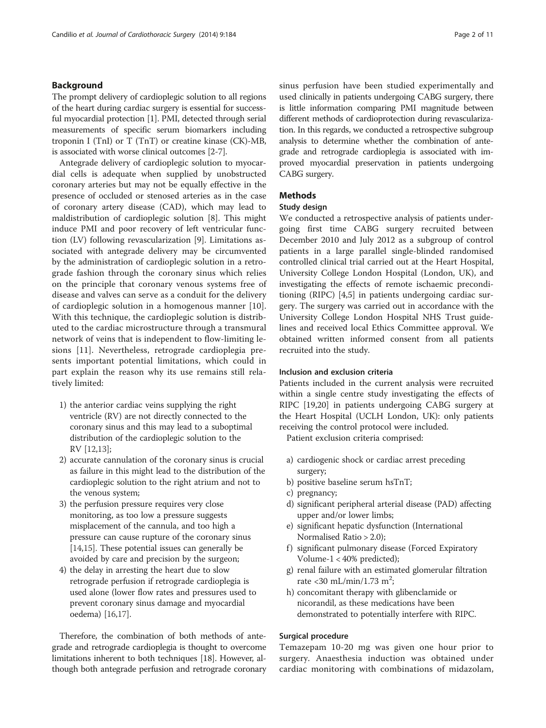## Background

The prompt delivery of cardioplegic solution to all regions of the heart during cardiac surgery is essential for successful myocardial protection [1]. PMI, detected through serial measurements of specific serum biomarkers including troponin I (TnI) or T (TnT) or creatine kinase (CK)-MB, is associated with worse clinical outcomes [2-7].

Antegrade delivery of cardioplegic solution to myocardial cells is adequate when supplied by unobstructed coronary arteries but may not be equally effective in the presence of occluded or stenosed arteries as in the case of coronary artery disease (CAD), which may lead to maldistribution of cardioplegic solution [8]. This might induce PMI and poor recovery of left ventricular function (LV) following revascularization [9]. Limitations associated with antegrade delivery may be circumvented by the administration of cardioplegic solution in a retrograde fashion through the coronary sinus which relies on the principle that coronary venous systems free of disease and valves can serve as a conduit for the delivery of cardioplegic solution in a homogenous manner [10]. With this technique, the cardioplegic solution is distributed to the cardiac microstructure through a transmural network of veins that is independent to flow-limiting lesions [11]. Nevertheless, retrograde cardioplegia presents important potential limitations, which could in part explain the reason why its use remains still relatively limited:

1) the anterior cardiac veins supplying the right ventricle (RV) are not directly connected to the coronary sinus and this may lead to a suboptimal distribution of the cardioplegic solution to the RV [12,13];
2) accurate cannulation of the coronary sinus is crucial as failure in this might lead to the distribution of the cardioplegic solution to the right atrium and not to the venous system;
3) the perfusion pressure requires very close monitoring, as too low a pressure suggests misplacement of the cannula, and too high a pressure can cause rupture of the coronary sinus [14,15]. These potential issues can generally be avoided by care and precision by the surgeon;
4) the delay in arresting the heart due to slow retrograde perfusion if retrograde cardioplegia is used alone (lower flow rates and pressures used to prevent coronary sinus damage and myocardial oedema) [16,17].

Therefore, the combination of both methods of antegrade and retrograde cardioplegia is thought to overcome limitations inherent to both techniques [18]. However, although both antegrade perfusion and retrograde coronary sinus perfusion have been studied experimentally and used clinically in patients undergoing CABG surgery, there is little information comparing PMI magnitude between different methods of cardioprotection during revascularization. In this regards, we conducted a retrospective subgroup analysis to determine whether the combination of antegrade and retrograde cardioplegia is associated with improved myocardial preservation in patients undergoing CABG surgery.

## Methods

### Study design

We conducted a retrospective analysis of patients undergoing first time CABG surgery recruited between December 2010 and July 2012 as a subgroup of control patients in a large parallel single-blinded randomised controlled clinical trial carried out at the Heart Hospital, University College London Hospital (London, UK), and investigating the effects of remote ischaemic preconditioning (RIPC) [4,5] in patients undergoing cardiac surgery. The surgery was carried out in accordance with the University College London Hospital NHS Trust guidelines and received local Ethics Committee approval. We obtained written informed consent from all patients recruited into the study.

### Inclusion and exclusion criteria

Patients included in the current analysis were recruited within a single centre study investigating the effects of RIPC [19,20] in patients undergoing CABG surgery at the Heart Hospital (UCLH London, UK): only patients receiving the control protocol were included.

Patient exclusion criteria comprised:

a) cardiogenic shock or cardiac arrest preceding surgery;
b) positive baseline serum hsTnT;
c) pregnancy;
d) significant peripheral arterial disease (PAD) affecting upper and/or lower limbs;
e) significant hepatic dysfunction (International Normalised Ratio > 2.0);
f) significant pulmonary disease (Forced Expiratory Volume-1 < 40% predicted);
g) renal failure with an estimated glomerular filtration rate <30 mL/min/1.73 m$^2$;
h) concomitant therapy with glibenclamide or nicorandil, as these medications have been demonstrated to potentially interfere with RIPC.

### Surgical procedure

Temazepam 10-20 mg was given one hour prior to surgery. Anaesthesia induction was obtained under cardiac monitoring with combinations of midazolam,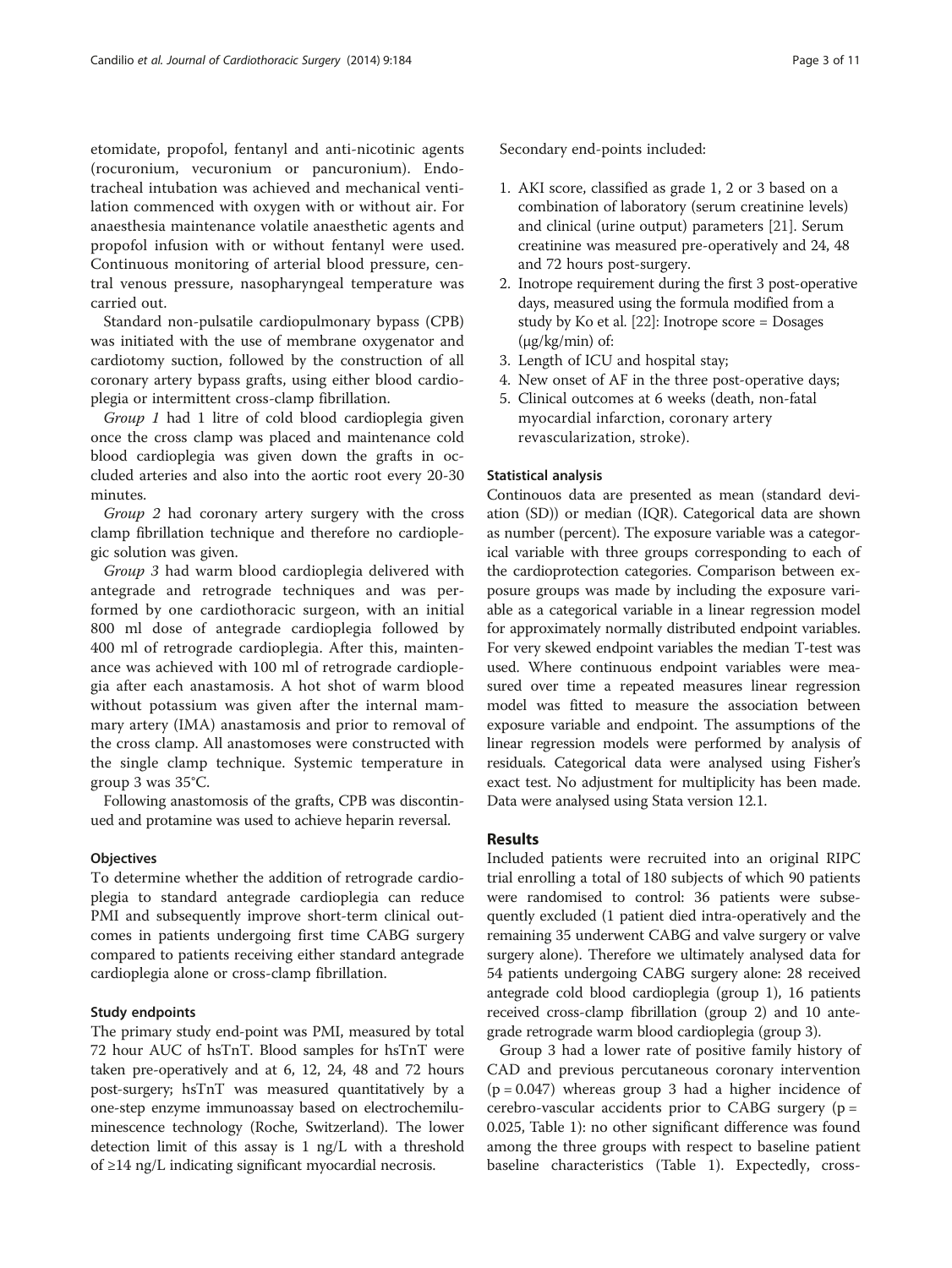etomidate, propofol, fentanyl and anti-nicotinic agents (rocuronium, vecuronium or pancuronium). Endotracheal intubation was achieved and mechanical ventilation commenced with oxygen with or without air. For anaesthesia maintenance volatile anaesthetic agents and propofol infusion with or without fentanyl were used. Continuous monitoring of arterial blood pressure, central venous pressure, nasopharyngeal temperature was carried out.

Standard non-pulsatile cardiopulmonary bypass (CPB) was initiated with the use of membrane oxygenator and cardiotomy suction, followed by the construction of all coronary artery bypass grafts, using either blood cardioplegia or intermittent cross-clamp fibrillation.

*Group 1* had 1 litre of cold blood cardioplegia given once the cross clamp was placed and maintenance cold blood cardioplegia was given down the grafts in occluded arteries and also into the aortic root every 20-30 minutes.

*Group 2* had coronary artery surgery with the cross clamp fibrillation technique and therefore no cardioplegic solution was given.

*Group 3* had warm blood cardioplegia delivered with antegrade and retrograde techniques and was performed by one cardiothoracic surgeon, with an initial 800 ml dose of antegrade cardioplegia followed by 400 ml of retrograde cardioplegia. After this, maintenance was achieved with 100 ml of retrograde cardioplegia after each anastamosis. A hot shot of warm blood without potassium was given after the internal mammary artery (IMA) anastamosis and prior to removal of the cross clamp. All anastomoses were constructed with the single clamp technique. Systemic temperature in group 3 was 35°C.

Following anastomosis of the grafts, CPB was discontinued and protamine was used to achieve heparin reversal.

### Objectives

To determine whether the addition of retrograde cardioplegia to standard antegrade cardioplegia can reduce PMI and subsequently improve short-term clinical outcomes in patients undergoing first time CABG surgery compared to patients receiving either standard antegrade cardioplegia alone or cross-clamp fibrillation.

### Study endpoints

The primary study end-point was PMI, measured by total 72 hour AUC of hsTnT. Blood samples for hsTnT were taken pre-operatively and at 6, 12, 24, 48 and 72 hours post-surgery; hsTnT was measured quantitatively by a one-step enzyme immunoassay based on electrochemiluminescence technology (Roche, Switzerland). The lower detection limit of this assay is 1 ng/L with a threshold of ≥14 ng/L indicating significant myocardial necrosis.

Secondary end-points included:

1. AKI score, classified as grade 1, 2 or 3 based on a combination of laboratory (serum creatinine levels) and clinical (urine output) parameters [21]. Serum creatinine was measured pre-operatively and 24, 48 and 72 hours post-surgery.
2. Inotrope requirement during the first 3 post-operative days, measured using the formula modified from a study by Ko et al. [22]: Inotrope score = Dosages (μg/kg/min) of:
3. Length of ICU and hospital stay;
4. New onset of AF in the three post-operative days;
5. Clinical outcomes at 6 weeks (death, non-fatal myocardial infarction, coronary artery revascularization, stroke).

### Statistical analysis

Continouos data are presented as mean (standard deviation (SD)) or median (IQR). Categorical data are shown as number (percent). The exposure variable was a categorical variable with three groups corresponding to each of the cardioprotection categories. Comparison between exposure groups was made by including the exposure variable as a categorical variable in a linear regression model for approximately normally distributed endpoint variables. For very skewed endpoint variables the median T-test was used. Where continuous endpoint variables were measured over time a repeated measures linear regression model was fitted to measure the association between exposure variable and endpoint. The assumptions of the linear regression models were performed by analysis of residuals. Categorical data were analysed using Fisher's exact test. No adjustment for multiplicity has been made. Data were analysed using Stata version 12.1.

## Results

Included patients were recruited into an original RIPC trial enrolling a total of 180 subjects of which 90 patients were randomised to control: 36 patients were subsequently excluded (1 patient died intra-operatively and the remaining 35 underwent CABG and valve surgery or valve surgery alone). Therefore we ultimately analysed data for 54 patients undergoing CABG surgery alone: 28 received antegrade cold blood cardioplegia (group 1), 16 patients received cross-clamp fibrillation (group 2) and 10 antegrade retrograde warm blood cardioplegia (group 3).

Group 3 had a lower rate of positive family history of CAD and previous percutaneous coronary intervention ($p = 0.047$) whereas group 3 had a higher incidence of cerebro-vascular accidents prior to CABG surgery ($p = 0.025$, Table 1): no other significant difference was found among the three groups with respect to baseline patient baseline characteristics (Table 1). Expectedly, cross-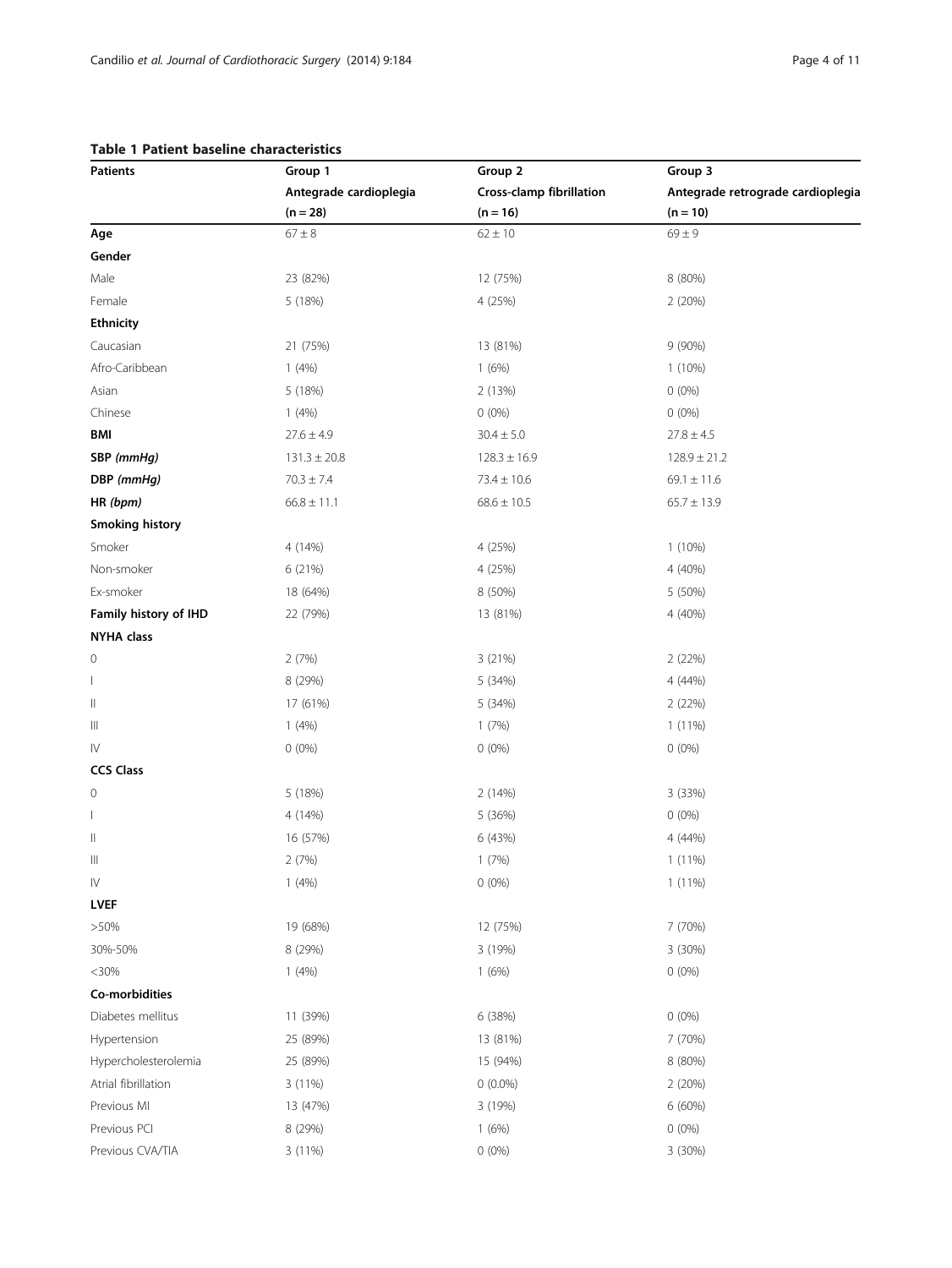**Table 1 Patient baseline characteristics**

| Patients | Group 1 Antegrade cardioplegia (n = 28) | Group 2 Cross-clamp fibrillation (n = 16) | Group 3 Antegrade retrograde cardioplegia (n = 10) |
|---|---|---|---|
| **Age** | 67 ± 8 | 62 ± 10 | 69 ± 9 |
| **Gender** | | | |
| Male | 23 (82%) | 12 (75%) | 8 (80%) |
| Female | 5 (18%) | 4 (25%) | 2 (20%) |
| **Ethnicity** | | | |
| Caucasian | 21 (75%) | 13 (81%) | 9 (90%) |
| Afro-Caribbean | 1 (4%) | 1 (6%) | 1 (10%) |
| Asian | 5 (18%) | 2 (13%) | 0 (0%) |
| Chinese | 1 (4%) | 0 (0%) | 0 (0%) |
| **BMI** | 27.6 ± 4.9 | 30.4 ± 5.0 | 27.8 ± 4.5 |
| **SBP** ***(mmHg)*** | 131.3 ± 20.8 | 128.3 ± 16.9 | 128.9 ± 21.2 |
| **DBP** ***(mmHg)*** | 70.3 ± 7.4 | 73.4 ± 10.6 | 69.1 ± 11.6 |
| **HR** ***(bpm)*** | 66.8 ± 11.1 | 68.6 ± 10.5 | 65.7 ± 13.9 |
| **Smoking history** | | | |
| Smoker | 4 (14%) | 4 (25%) | 1 (10%) |
| Non-smoker | 6 (21%) | 4 (25%) | 4 (40%) |
| Ex-smoker | 18 (64%) | 8 (50%) | 5 (50%) |
| **Family history of IHD** | 22 (79%) | 13 (81%) | 4 (40%) |
| **NYHA class** | | | |
| 0 | 2 (7%) | 3 (21%) | 2 (22%) |
| I | 8 (29%) | 5 (34%) | 4 (44%) |
| II | 17 (61%) | 5 (34%) | 2 (22%) |
| III | 1 (4%) | 1 (7%) | 1 (11%) |
| IV | 0 (0%) | 0 (0%) | 0 (0%) |
| **CCS Class** | | | |
| 0 | 5 (18%) | 2 (14%) | 3 (33%) |
| I | 4 (14%) | 5 (36%) | 0 (0%) |
| II | 16 (57%) | 6 (43%) | 4 (44%) |
| III | 2 (7%) | 1 (7%) | 1 (11%) |
| IV | 1 (4%) | 0 (0%) | 1 (11%) |
| **LVEF** | | | |
| >50% | 19 (68%) | 12 (75%) | 7 (70%) |
| 30%-50% | 8 (29%) | 3 (19%) | 3 (30%) |
| <30% | 1 (4%) | 1 (6%) | 0 (0%) |
| **Co-morbidities** | | | |
| Diabetes mellitus | 11 (39%) | 6 (38%) | 0 (0%) |
| Hypertension | 25 (89%) | 13 (81%) | 7 (70%) |
| Hypercholesterolemia | 25 (89%) | 15 (94%) | 8 (80%) |
| Atrial fibrillation | 3 (11%) | 0 (0.0%) | 2 (20%) |
| Previous MI | 13 (47%) | 3 (19%) | 6 (60%) |
| Previous PCI | 8 (29%) | 1 (6%) | 0 (0%) |
| Previous CVA/TIA | 3 (11%) | 0 (0%) | 3 (30%) |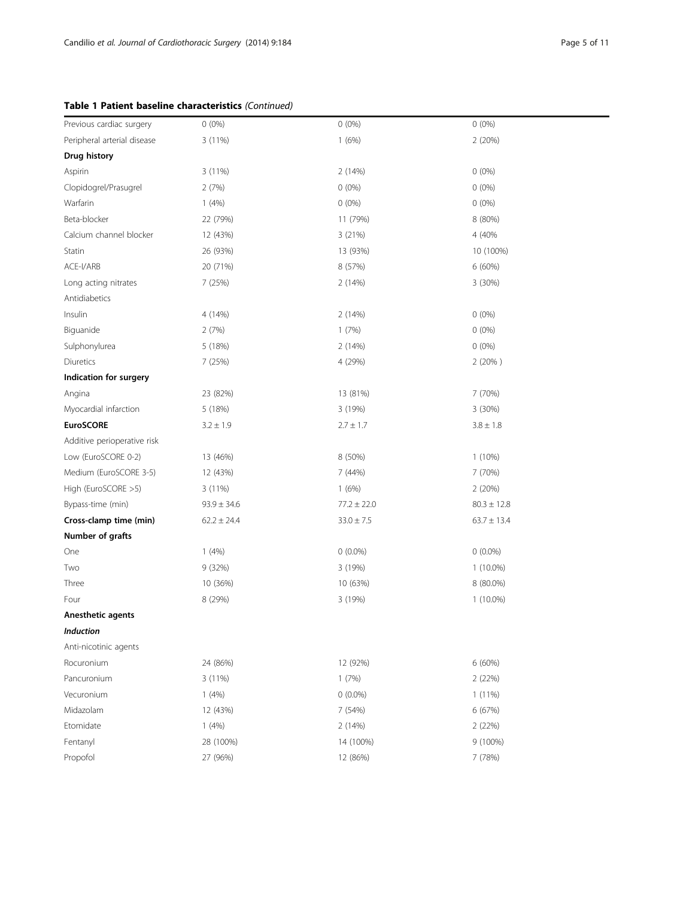**Table 1 Patient baseline characteristics** *(Continued)*

| | | | |
|---|---|---|---|
| Previous cardiac surgery | 0 (0%) | 0 (0%) | 0 (0%) |
| Peripheral arterial disease | 3 (11%) | 1 (6%) | 2 (20%) |
| **Drug history** | | | |
| Aspirin | 3 (11%) | 2 (14%) | 0 (0%) |
| Clopidogrel/Prasugrel | 2 (7%) | 0 (0%) | 0 (0%) |
| Warfarin | 1 (4%) | 0 (0%) | 0 (0%) |
| Beta-blocker | 22 (79%) | 11 (79%) | 8 (80%) |
| Calcium channel blocker | 12 (43%) | 3 (21%) | 4 (40% |
| Statin | 26 (93%) | 13 (93%) | 10 (100%) |
| ACE-I/ARB | 20 (71%) | 8 (57%) | 6 (60%) |
| Long acting nitrates | 7 (25%) | 2 (14%) | 3 (30%) |
| Antidiabetics | | | |
| Insulin | 4 (14%) | 2 (14%) | 0 (0%) |
| Biguanide | 2 (7%) | 1 (7%) | 0 (0%) |
| Sulphonylurea | 5 (18%) | 2 (14%) | 0 (0%) |
| Diuretics | 7 (25%) | 4 (29%) | 2 (20% ) |
| **Indication for surgery** | | | |
| Angina | 23 (82%) | 13 (81%) | 7 (70%) |
| Myocardial infarction | 5 (18%) | 3 (19%) | 3 (30%) |
| **EuroSCORE** | 3.2 ± 1.9 | 2.7 ± 1.7 | 3.8 ± 1.8 |
| Additive perioperative risk | | | |
| Low (EuroSCORE 0-2) | 13 (46%) | 8 (50%) | 1 (10%) |
| Medium (EuroSCORE 3-5) | 12 (43%) | 7 (44%) | 7 (70%) |
| High (EuroSCORE >5) | 3 (11%) | 1 (6%) | 2 (20%) |
| Bypass-time (min) | 93.9 ± 34.6 | 77.2 ± 22.0 | 80.3 ± 12.8 |
| **Cross-clamp time (min)** | 62.2 ± 24.4 | 33.0 ± 7.5 | 63.7 ± 13.4 |
| **Number of grafts** | | | |
| One | 1 (4%) | 0 (0.0%) | 0 (0.0%) |
| Two | 9 (32%) | 3 (19%) | 1 (10.0%) |
| Three | 10 (36%) | 10 (63%) | 8 (80.0%) |
| Four | 8 (29%) | 3 (19%) | 1 (10.0%) |
| **Anesthetic agents** | | | |
| ***Induction*** | | | |
| Anti-nicotinic agents | | | |
| Rocuronium | 24 (86%) | 12 (92%) | 6 (60%) |
| Pancuronium | 3 (11%) | 1 (7%) | 2 (22%) |
| Vecuronium | 1 (4%) | 0 (0.0%) | 1 (11%) |
| Midazolam | 12 (43%) | 7 (54%) | 6 (67%) |
| Etomidate | 1 (4%) | 2 (14%) | 2 (22%) |
| Fentanyl | 28 (100%) | 14 (100%) | 9 (100%) |
| Propofol | 27 (96%) | 12 (86%) | 7 (78%) |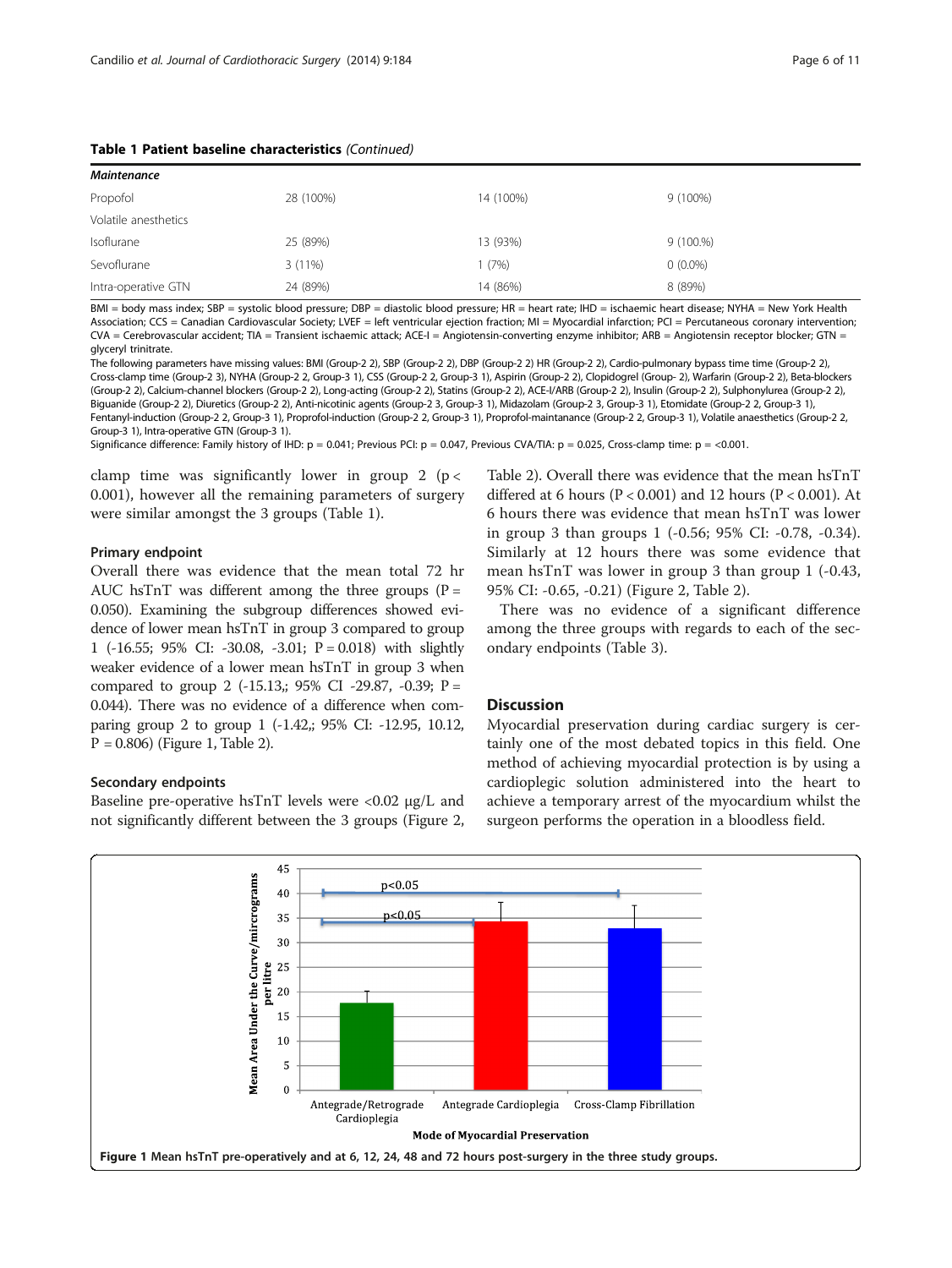**Table 1 Patient baseline characteristics** *(Continued)*

| ***Maintenance*** | | | |
|---|---|---|---|
| Propofol | 28 (100%) | 14 (100%) | 9 (100%) |
| Volatile anesthetics | | | |
| Isoflurane | 25 (89%) | 13 (93%) | 9 (100.%) |
| Sevoflurane | 3 (11%) | 1 (7%) | 0 (0.0%) |
| Intra-operative GTN | 24 (89%) | 14 (86%) | 8 (89%) |

BMI = body mass index; SBP = systolic blood pressure; DBP = diastolic blood pressure; HR = heart rate; IHD = ischaemic heart disease; NYHA = New York Health Association; CCS = Canadian Cardiovascular Society; LVEF = left ventricular ejection fraction; MI = Myocardial infarction; PCI = Percutaneous coronary intervention; CVA = Cerebrovascular accident; TIA = Transient ischaemic attack; ACE-I = Angiotensin-converting enzyme inhibitor; ARB = Angiotensin receptor blocker; GTN = glyceryl trinitrate.

The following parameters have missing values: BMI (Group-2 2), SBP (Group-2 2), DBP (Group-2 2) HR (Group-2 2), Cardio-pulmonary bypass time time (Group-2 2), Cross-clamp time (Group-2 3), NYHA (Group-2 2, Group-3 1), CSS (Group-2 2, Group-3 1), Aspirin (Group-2 2), Clopidogrel (Group- 2 2), Warfarin (Group-2 2), Beta-blockers (Group-2 2), Calcium-channel blockers (Group-2 2), Long-acting (Group-2 2), Statins (Group-2 2), ACE-I/ARB (Group-2 2), Insulin (Group-2 2), Sulphonylurea (Group-2 2), Biguanide (Group-2 2), Diuretics (Group-2 2), Anti-nicotinic agents (Group-2 3, Group-3 1), Midazolam (Group-2 3, Group-3 1), Etomidate (Group-2 2, Group-3 1), Fentanyl-induction (Group-2 2, Group-3 1), Proprofol-induction (Group-2 2, Group-3 1), Proprofol-maintanance (Group-2 2, Group-3 1), Volatile anaesthetics (Group-2 2, Group-3 1), Intra-operative GTN (Group-3 1).

Significance difference: Family history of IHD: p = 0.041; Previous PCI: p = 0.047, Previous CVA/TIA: p = 0.025, Cross-clamp time: p = <0.001.

clamp time was significantly lower in group 2 ($p < 0.001$), however all the remaining parameters of surgery were similar amongst the 3 groups (Table 1).

### Primary endpoint

Overall there was evidence that the mean total 72 hr AUC hsTnT was different among the three groups ($P = 0.050$). Examining the subgroup differences showed evidence of lower mean hsTnT in group 3 compared to group 1 (-16.55; 95% CI: -30.08, -3.01; $P = 0.018$) with slightly weaker evidence of a lower mean hsTnT in group 3 when compared to group 2 (-15.13,; 95% CI -29.87, -0.39; $P = 0.044$). There was no evidence of a difference when comparing group 2 to group 1 (-1.42,; 95% CI: -12.95, 10.12, $P = 0.806$) (Figure 1, Table 2).

### Secondary endpoints

Baseline pre-operative hsTnT levels were <0.02 μg/L and not significantly different between the 3 groups (Figure 2, Table 2). Overall there was evidence that the mean hsTnT differed at 6 hours ($P < 0.001$) and 12 hours ($P < 0.001$). At 6 hours there was evidence that mean hsTnT was lower in group 3 than groups 1 (-0.56; 95% CI: -0.78, -0.34). Similarly at 12 hours there was some evidence that mean hsTnT was lower in group 3 than group 1 (-0.43, 95% CI: -0.65, -0.21) (Figure 2, Table 2).

There was no evidence of a significant difference among the three groups with regards to each of the secondary endpoints (Table 3).

## Discussion

Myocardial preservation during cardiac surgery is certainly one of the most debated topics in this field. One method of achieving myocardial protection is by using a cardioplegic solution administered into the heart to achieve a temporary arrest of the myocardium whilst the surgeon performs the operation in a bloodless field.

**Figure 1** Mean hsTnT pre-operatively and at 6, 12, 24, 48 and 72 hours post-surgery in the three study groups.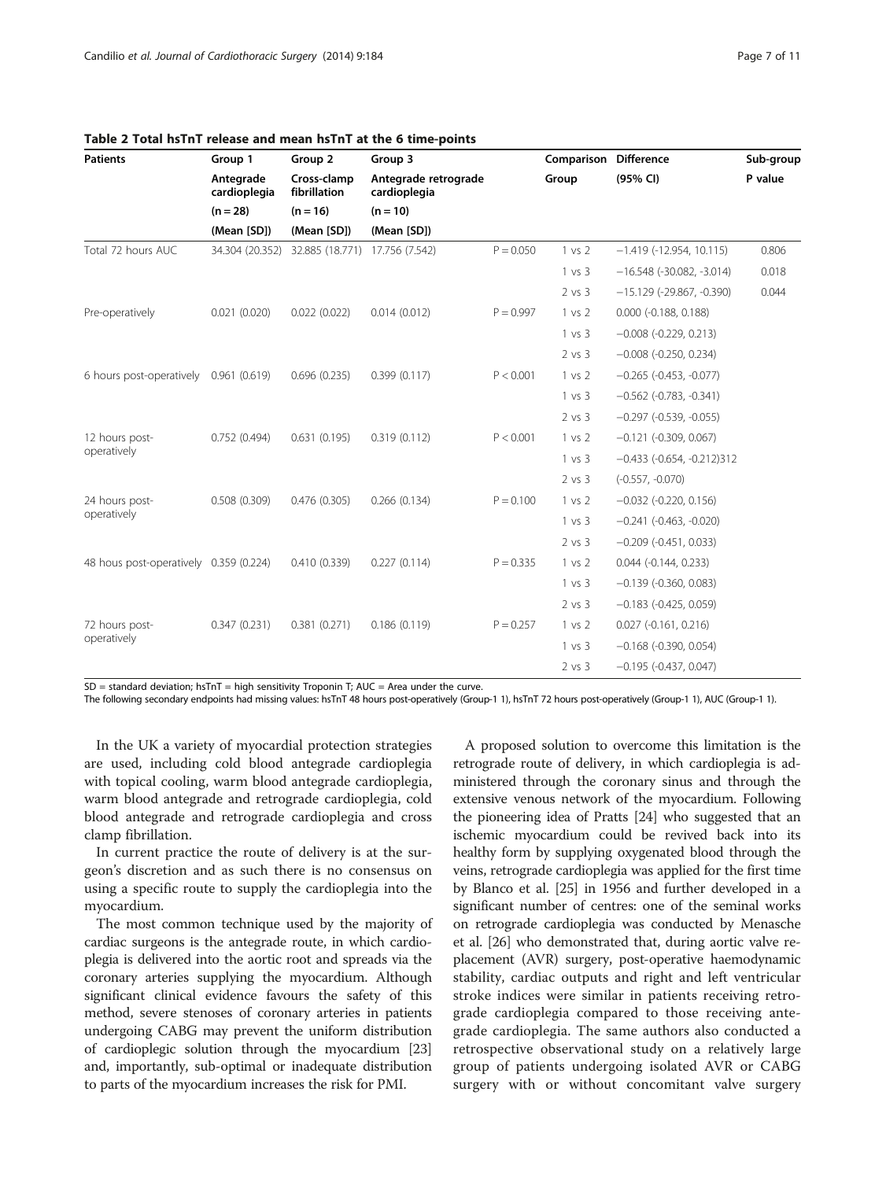**Table 2 Total hsTnT release and mean hsTnT at the 6 time-points**

| Patients | Group 1 | Group 2 | Group 3 | | Comparison | Difference | Sub-group |
|---|---|---|---|---|---|---|---|
| | Antegrade cardioplegia | Cross-clamp fibrillation | Antegrade retrograde cardioplegia | | Group | (95% CI) | P value |
| | (n = 28) | (n = 16) | (n = 10) | | | | |
| | (Mean [SD]) | (Mean [SD]) | (Mean [SD]) | | | | |
| Total 72 hours AUC | 34.304 (20.352) | 32.885 (18.771) | 17.756 (7.542) | P = 0.050 | 1 vs 2 | −1.419 (-12.954, 10.115) | 0.806 |
| | | | | | 1 vs 3 | −16.548 (-30.082, -3.014) | 0.018 |
| | | | | | 2 vs 3 | −15.129 (-29.867, -0.390) | 0.044 |
| Pre-operatively | 0.021 (0.020) | 0.022 (0.022) | 0.014 (0.012) | P = 0.997 | 1 vs 2 | 0.000 (-0.188, 0.188) | |
| | | | | | 1 vs 3 | −0.008 (-0.229, 0.213) | |
| | | | | | 2 vs 3 | −0.008 (-0.250, 0.234) | |
| 6 hours post-operatively | 0.961 (0.619) | 0.696 (0.235) | 0.399 (0.117) | P < 0.001 | 1 vs 2 | −0.265 (-0.453, -0.077) | |
| | | | | | 1 vs 3 | −0.562 (-0.783, -0.341) | |
| | | | | | 2 vs 3 | −0.297 (-0.539, -0.055) | |
| 12 hours post-operatively | 0.752 (0.494) | 0.631 (0.195) | 0.319 (0.112) | P < 0.001 | 1 vs 2 | −0.121 (-0.309, 0.067) | |
| | | | | | 1 vs 3 | −0.433 (-0.654, -0.212)312 | |
| | | | | | 2 vs 3 | (-0.557, -0.070) | |
| 24 hours post-operatively | 0.508 (0.309) | 0.476 (0.305) | 0.266 (0.134) | P = 0.100 | 1 vs 2 | −0.032 (-0.220, 0.156) | |
| | | | | | 1 vs 3 | −0.241 (-0.463, -0.020) | |
| | | | | | 2 vs 3 | −0.209 (-0.451, 0.033) | |
| 48 hous post-operatively | 0.359 (0.224) | 0.410 (0.339) | 0.227 (0.114) | P = 0.335 | 1 vs 2 | 0.044 (-0.144, 0.233) | |
| | | | | | 1 vs 3 | −0.139 (-0.360, 0.083) | |
| | | | | | 2 vs 3 | −0.183 (-0.425, 0.059) | |
| 72 hours post-operatively | 0.347 (0.231) | 0.381 (0.271) | 0.186 (0.119) | P = 0.257 | 1 vs 2 | 0.027 (-0.161, 0.216) | |
| | | | | | 1 vs 3 | −0.168 (-0.390, 0.054) | |
| | | | | | 2 vs 3 | −0.195 (-0.437, 0.047) | |

SD = standard deviation; hsTnT = high sensitivity Troponin T; AUC = Area under the curve.
The following secondary endpoints had missing values: hsTnT 48 hours post-operatively (Group-1 1), hsTnT 72 hours post-operatively (Group-1 1), AUC (Group-1 1).

In the UK a variety of myocardial protection strategies are used, including cold blood antegrade cardioplegia with topical cooling, warm blood antegrade cardioplegia, warm blood antegrade and retrograde cardioplegia, cold blood antegrade and retrograde cardioplegia and cross clamp fibrillation.

In current practice the route of delivery is at the surgeon's discretion and as such there is no consensus on using a specific route to supply the cardioplegia into the myocardium.

The most common technique used by the majority of cardiac surgeons is the antegrade route, in which cardioplegia is delivered into the aortic root and spreads via the coronary arteries supplying the myocardium. Although significant clinical evidence favours the safety of this method, severe stenoses of coronary arteries in patients undergoing CABG may prevent the uniform distribution of cardioplegic solution through the myocardium [23] and, importantly, sub-optimal or inadequate distribution to parts of the myocardium increases the risk for PMI.

A proposed solution to overcome this limitation is the retrograde route of delivery, in which cardioplegia is administered through the coronary sinus and through the extensive venous network of the myocardium. Following the pioneering idea of Pratts [24] who suggested that an ischemic myocardium could be revived back into its healthy form by supplying oxygenated blood through the veins, retrograde cardioplegia was applied for the first time by Blanco et al. [25] in 1956 and further developed in a significant number of centres: one of the seminal works on retrograde cardioplegia was conducted by Menasche et al. [26] who demonstrated that, during aortic valve replacement (AVR) surgery, post-operative haemodynamic stability, cardiac outputs and right and left ventricular stroke indices were similar in patients receiving retrograde cardioplegia compared to those receiving antegrade cardioplegia. The same authors also conducted a retrospective observational study on a relatively large group of patients undergoing isolated AVR or CABG surgery with or without concomitant valve surgery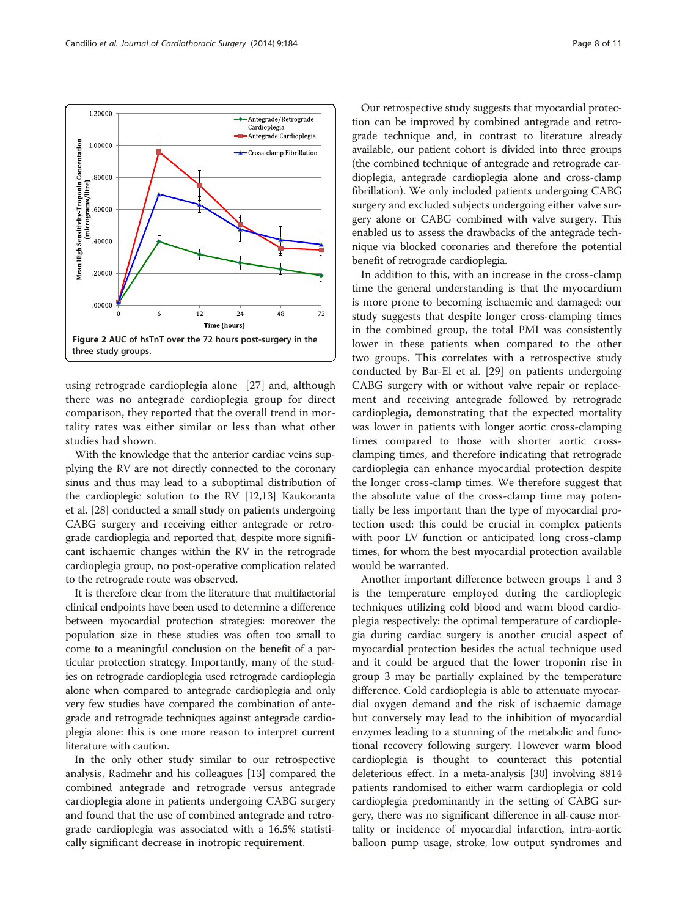1.20000

1.00000

.80000

.60000

.40000

.20000

.00000

0 6 12 24 48 72

Time (hours)

Mean High Sensitivity-Troponin Concentration (micrograms/litre)

Antegrade/Retrograde Cardioplegia

Antegrade Cardioplegia

Cross-clamp Fibrillation

**Figure 2 AUC of hsTnT over the 72 hours post-surgery in the three study groups.**

using retrograde cardioplegia alone [27] and, although there was no antegrade cardioplegia group for direct comparison, they reported that the overall trend in mortality rates was either similar or less than what other studies had shown.

With the knowledge that the anterior cardiac veins supplying the RV are not directly connected to the coronary sinus and thus may lead to a suboptimal distribution of the cardioplegic solution to the RV [12,13] Kaukoranta et al. [28] conducted a small study on patients undergoing CABG surgery and receiving either antegrade or retrograde cardioplegia and reported that, despite more significant ischaemic changes within the RV in the retrograde cardioplegia group, no post-operative complication related to the retrograde route was observed.

It is therefore clear from the literature that multifactorial clinical endpoints have been used to determine a difference between myocardial protection strategies: moreover the population size in these studies was often too small to come to a meaningful conclusion on the benefit of a particular protection strategy. Importantly, many of the studies on retrograde cardioplegia used retrograde cardioplegia alone when compared to antegrade cardioplegia and only very few studies have compared the combination of antegrade and retrograde techniques against antegrade cardioplegia alone: this is one more reason to interpret current literature with caution.

In the only other study similar to our retrospective analysis, Radmehr and his colleagues [13] compared the combined antegrade and retrograde versus antegrade cardioplegia alone in patients undergoing CABG surgery and found that the use of combined antegrade and retrograde cardioplegia was associated with a 16.5% statistically significant decrease in inotropic requirement.

Our retrospective study suggests that myocardial protection can be improved by combined antegrade and retrograde technique and, in contrast to literature already available, our patient cohort is divided into three groups (the combined technique of antegrade and retrograde cardioplegia, antegrade cardioplegia alone and cross-clamp fibrillation). We only included patients undergoing CABG surgery and excluded subjects undergoing either valve surgery alone or CABG combined with valve surgery. This enabled us to assess the drawbacks of the antegrade technique via blocked coronaries and therefore the potential benefit of retrograde cardioplegia.

In addition to this, with an increase in the cross-clamp time the general understanding is that the myocardium is more prone to becoming ischaemic and damaged: our study suggests that despite longer cross-clamping times in the combined group, the total PMI was consistently lower in these patients when compared to the other two groups. This correlates with a retrospective study conducted by Bar-El et al. [29] on patients undergoing CABG surgery with or without valve repair or replacement and receiving antegrade followed by retrograde cardioplegia, demonstrating that the expected mortality was lower in patients with longer aortic cross-clamping times compared to those with shorter aortic cross-clamping times, and therefore indicating that retrograde cardioplegia can enhance myocardial protection despite the longer cross-clamp times. We therefore suggest that the absolute value of the cross-clamp time may potentially be less important than the type of myocardial protection used: this could be crucial in complex patients with poor LV function or anticipated long cross-clamp times, for whom the best myocardial protection available would be warranted.

Another important difference between groups 1 and 3 is the temperature employed during the cardioplegic techniques utilizing cold blood and warm blood cardioplegia respectively: the optimal temperature of cardioplegia during cardiac surgery is another crucial aspect of myocardial protection besides the actual technique used and it could be argued that the lower troponin rise in group 3 may be partially explained by the temperature difference. Cold cardioplegia is able to attenuate myocardial oxygen demand and the risk of ischaemic damage but conversely may lead to the inhibition of myocardial enzymes leading to a stunning of the metabolic and functional recovery following surgery. However warm blood cardioplegia is thought to counteract this potential deleterious effect. In a meta-analysis [30] involving 8814 patients randomised to either warm cardioplegia or cold cardioplegia predominantly in the setting of CABG surgery, there was no significant difference in all-cause mortality or incidence of myocardial infarction, intra-aortic balloon pump usage, stroke, low output syndromes and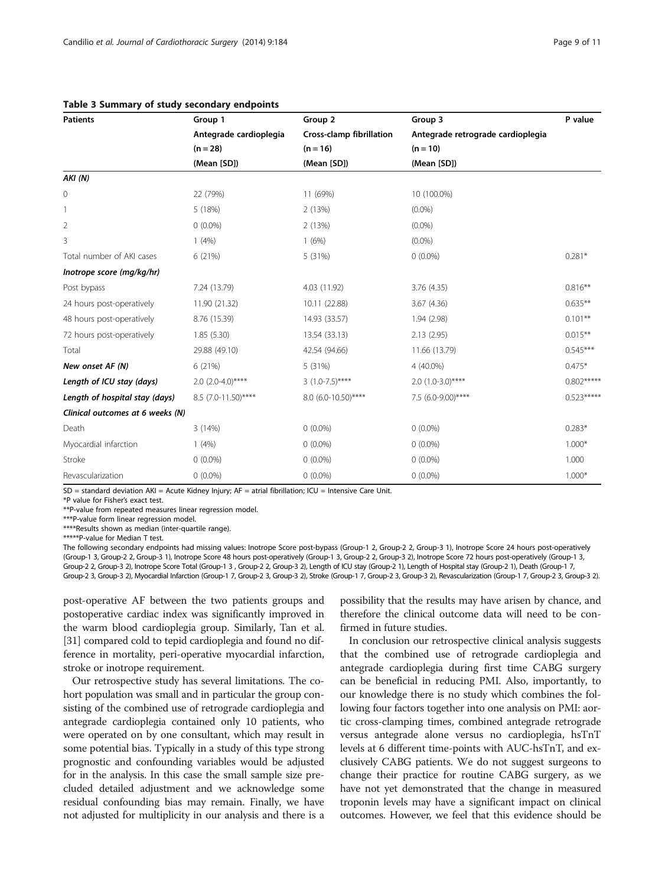**Table 3 Summary of study secondary endpoints**

| Patients | Group 1 Antegrade cardioplegia (n = 28) (Mean [SD]) | Group 2 Cross-clamp fibrillation (n = 16) (Mean [SD]) | Group 3 Antegrade retrograde cardioplegia (n = 10) (Mean [SD]) | P value |
|---|---|---|---|---|
| ***AKI (N)*** | | | | |
| 0 | 22 (79%) | 11 (69%) | 10 (100.0%) | |
| 1 | 5 (18%) | 2 (13%) | (0.0%) | |
| 2 | 0 (0.0%) | 2 (13%) | (0.0%) | |
| 3 | 1 (4%) | 1 (6%) | (0.0%) | |
| Total number of AKI cases | 6 (21%) | 5 (31%) | 0 (0.0%) | 0.281* |
| ***Inotrope score (mg/kg/hr)*** | | | | |
| Post bypass | 7.24 (13.79) | 4.03 (11.92) | 3.76 (4.35) | 0.816** |
| 24 hours post-operatively | 11.90 (21.32) | 10.11 (22.88) | 3.67 (4.36) | 0.635** |
| 48 hours post-operatively | 8.76 (15.39) | 14.93 (33.57) | 1.94 (2.98) | 0.101** |
| 72 hours post-operatively | 1.85 (5.30) | 13.54 (33.13) | 2.13 (2.95) | 0.015** |
| Total | 29.88 (49.10) | 42.54 (94.66) | 11.66 (13.79) | 0.545*** |
| ***New onset AF (N)*** | 6 (21%) | 5 (31%) | 4 (40.0%) | 0.475* |
| ***Length of ICU stay (days)*** | 2.0 (2.0-4.0)**** | 3 (1.0-7.5)**** | 2.0 (1.0-3.0)**** | 0.802***** |
| ***Length of hospital stay (days)*** | 8.5 (7.0-11.50)**** | 8.0 (6.0-10.50)**** | 7.5 (6.0-9.00)**** | 0.523***** |
| ***Clinical outcomes at 6 weeks (N)*** | | | | |
| Death | 3 (14%) | 0 (0.0%) | 0 (0.0%) | 0.283* |
| Myocardial infarction | 1 (4%) | 0 (0.0%) | 0 (0.0%) | 1.000* |
| Stroke | 0 (0.0%) | 0 (0.0%) | 0 (0.0%) | 1.000 |
| Revascularization | 0 (0.0%) | 0 (0.0%) | 0 (0.0%) | 1.000* |

SD = standard deviation AKI = Acute Kidney Injury; AF = atrial fibrillation; ICU = Intensive Care Unit.
*P value for Fisher's exact test.
**P-value from repeated measures linear regression model.
***P-value form linear regression model.
****Results shown as median (inter-quartile range).
*****P-value for Median T test.
The following secondary endpoints had missing values: Inotrope Score post-bypass (Group-1 2, Group-2 2, Group-3 1), Inotrope Score 24 hours post-operatively (Group-1 3, Group-2 2, Group-3 1), Inotrope Score 48 hours post-operatively (Group-1 3, Group-2 2, Group-3 2), Inotrope Score 72 hours post-operatively (Group-1 3, Group-2 2, Group-3 2), Inotrope Score Total (Group-1 3 , Group-2 2, Group-3 2), Length of ICU stay (Group-2 1), Length of Hospital stay (Group-2 1), Death (Group-1 7, Group-2 3, Group-3 2), Myocardial Infarction (Group-1 7, Group-2 3, Group-3 2), Stroke (Group-1 7, Group-2 3, Group-3 2), Revascularization (Group-1 7, Group-2 3, Group-3 2).

post-operative AF between the two patients groups and postoperative cardiac index was significantly improved in the warm blood cardioplegia group. Similarly, Tan et al. [31] compared cold to tepid cardioplegia and found no difference in mortality, peri-operative myocardial infarction, stroke or inotrope requirement.

Our retrospective study has several limitations. The cohort population was small and in particular the group consisting of the combined use of retrograde cardioplegia and antegrade cardioplegia contained only 10 patients, who were operated on by one consultant, which may result in some potential bias. Typically in a study of this type strong prognostic and confounding variables would be adjusted for in the analysis. In this case the small sample size precluded detailed adjustment and we acknowledge some residual confounding bias may remain. Finally, we have not adjusted for multiplicity in our analysis and there is a possibility that the results may have arisen by chance, and therefore the clinical outcome data will need to be confirmed in future studies.

In conclusion our retrospective clinical analysis suggests that the combined use of retrograde cardioplegia and antegrade cardioplegia during first time CABG surgery can be beneficial in reducing PMI. Also, importantly, to our knowledge there is no study which combines the following four factors together into one analysis on PMI: aortic cross-clamping times, combined antegrade retrograde versus antegrade alone versus no cardioplegia, hsTnT levels at 6 different time-points with AUC-hsTnT, and exclusively CABG patients. We do not suggest surgeons to change their practice for routine CABG surgery, as we have not yet demonstrated that the change in measured troponin levels may have a significant impact on clinical outcomes. However, we feel that this evidence should be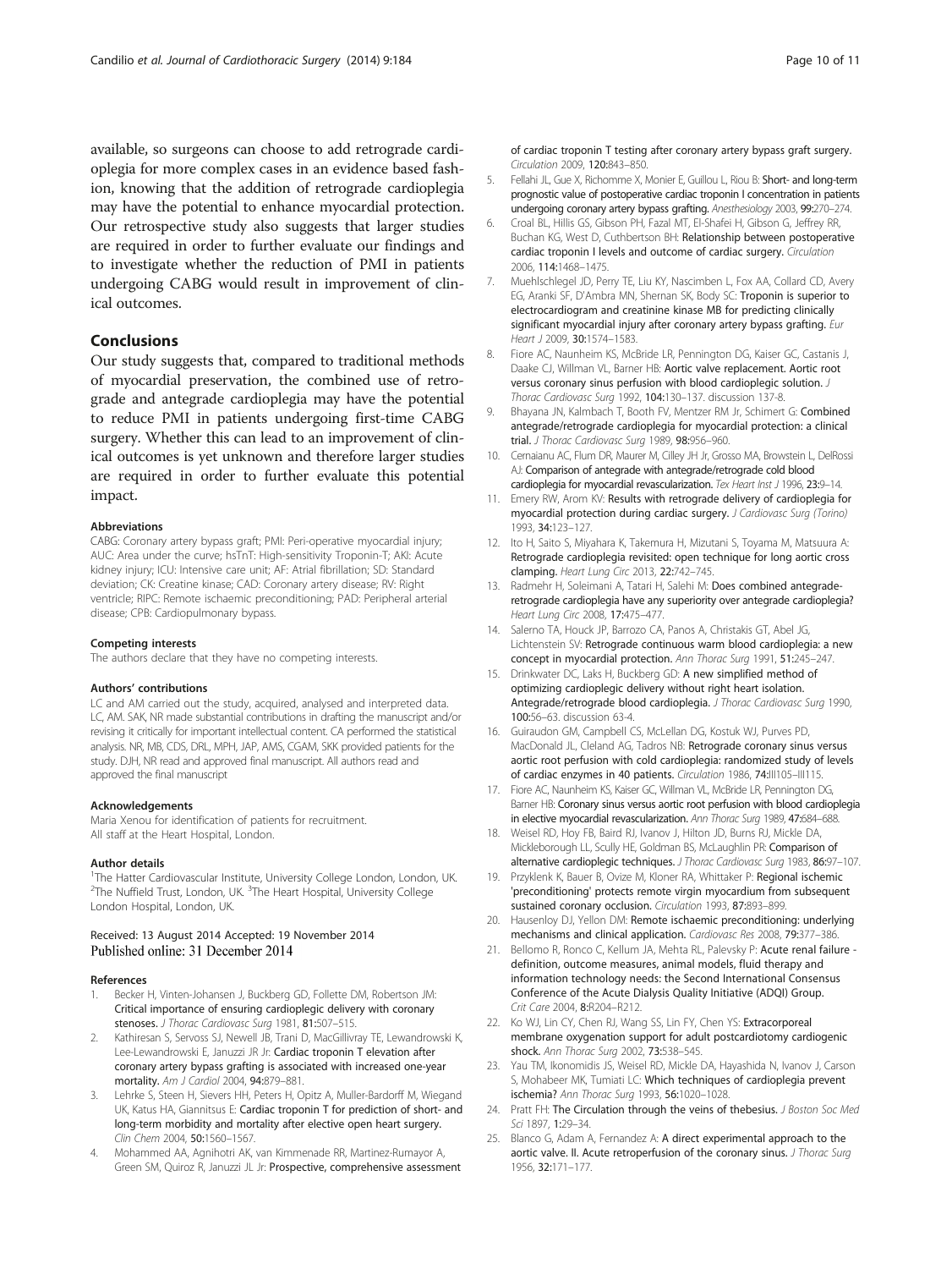available, so surgeons can choose to add retrograde cardioplegia for more complex cases in an evidence based fashion, knowing that the addition of retrograde cardioplegia may have the potential to enhance myocardial protection. Our retrospective study also suggests that larger studies are required in order to further evaluate our findings and to investigate whether the reduction of PMI in patients undergoing CABG would result in improvement of clinical outcomes.

## Conclusions

Our study suggests that, compared to traditional methods of myocardial preservation, the combined use of retrograde and antegrade cardioplegia may have the potential to reduce PMI in patients undergoing first-time CABG surgery. Whether this can lead to an improvement of clinical outcomes is yet unknown and therefore larger studies are required in order to further evaluate this potential impact.

#### Abbreviations

CABG: Coronary artery bypass graft; PMI: Peri-operative myocardial injury; AUC: Area under the curve; hsTnT: High-sensitivity Troponin-T; AKI: Acute kidney injury; ICU: Intensive care unit; AF: Atrial fibrillation; SD: Standard deviation; CK: Creatine kinase; CAD: Coronary artery disease; RV: Right ventricle; RIPC: Remote ischaemic preconditioning; PAD: Peripheral arterial disease; CPB: Cardiopulmonary bypass.

#### Competing interests

The authors declare that they have no competing interests.

#### Authors' contributions

LC and AM carried out the study, acquired, analysed and interpreted data. LC, AM. SAK, NR made substantial contributions in drafting the manuscript and/or revising it critically for important intellectual content. CA performed the statistical analysis. NR, MB, CDS, DRL, MPH, JAP, AMS, CGAM, SKK provided patients for the study. DJH, NR read and approved final manuscript. All authors read and approved the final manuscript

#### Acknowledgements

Maria Xenou for identification of patients for recruitment.
All staff at the Heart Hospital, London.

#### Author details

[1]The Hatter Cardiovascular Institute, University College London, London, UK. [2]The Nuffield Trust, London, UK. [3]The Heart Hospital, University College London Hospital, London, UK.

Received: 13 August 2014 Accepted: 19 November 2014
Published online: 31 December 2014

#### References

1. Becker H, Vinten-Johansen J, Buckberg GD, Follette DM, Robertson JM: **Critical importance of ensuring cardioplegic delivery with coronary stenoses.** *J Thorac Cardiovasc Surg* 1981, **81**:507–515.
2. Kathiresan S, Servoss SJ, Newell JB, Trani D, MacGillivray TE, Lewandrowski K, Lee-Lewandrowski E, Januzzi JR Jr: **Cardiac troponin T elevation after coronary artery bypass grafting is associated with increased one-year mortality.** *Am J Cardiol* 2004, **94**:879–881.
3. Lehrke S, Steen H, Sievers HH, Peters H, Opitz A, Muller-Bardorff M, Wiegand UK, Katus HA, Giannitsus E: **Cardiac troponin T for prediction of short- and long-term morbidity and mortality after elective open heart surgery.** *Clin Chem* 2004, **50**:1560–1567.
4. Mohammed AA, Agnihotri AK, van Kimmenade RR, Martinez-Rumayor A, Green SM, Quiroz R, Januzzi JL Jr: **Prospective, comprehensive assessment of cardiac troponin T testing after coronary artery bypass graft surgery.** *Circulation* 2009, **120**:843–850.
5. Fellahi JL, Gue X, Richomme X, Monier E, Guillou L, Riou B: **Short- and long-term prognostic value of postoperative cardiac troponin I concentration in patients undergoing coronary artery bypass grafting.** *Anesthesiology* 2003, **99**:270–274.
6. Croal BL, Hillis GS, Gibson PH, Fazal MT, El-Shafei H, Gibson G, Jeffrey RR, Buchan KG, West D, Cuthbertson BH: **Relationship between postoperative cardiac troponin I levels and outcome of cardiac surgery.** *Circulation* 2006, **114**:1468–1475.
7. Muehlschlegel JD, Perry TE, Liu KY, Nascimben L, Fox AA, Collard CD, Avery EG, Aranki SF, D'Ambra MN, Shernan SK, Body SC: **Troponin is superior to electrocardiogram and creatinine kinase MB for predicting clinically significant myocardial injury after coronary artery bypass grafting.** *Eur Heart J* 2009, **30**:1574–1583.
8. Fiore AC, Naunheim KS, McBride LR, Pennington DG, Kaiser GC, Castanis J, Daake CJ, Willman VL, Barner HB: **Aortic valve replacement. Aortic root versus coronary sinus perfusion with blood cardioplegic solution.** *J Thorac Cardiovasc Surg* 1992, **104**:130–137. discussion 137-8.
9. Bhayana JN, Kalmbach T, Booth FV, Mentzer RM Jr, Schimert G: **Combined antegrade/retrograde cardioplegia for myocardial protection: a clinical trial.** *J Thorac Cardiovasc Surg* 1989, **98**:956–960.
10. Cernaianu AC, Flum DR, Maurer M, Cilley JH Jr, Grosso MA, Browstein L, DelRossi AJ: **Comparison of antegrade with antegrade/retrograde cold blood cardioplegia for myocardial revascularization.** *Tex Heart Inst J* 1996, **23**:9–14.
11. Emery RW, Arom KV: **Results with retrograde delivery of cardioplegia for myocardial protection during cardiac surgery.** *J Cardiovasc Surg (Torino)* 1993, **34**:123–127.
12. Ito H, Saito S, Miyahara K, Takemura H, Mizutani S, Toyama M, Matsuura A: **Retrograde cardioplegia revisited: open technique for long aortic cross clamping.** *Heart Lung Circ* 2013, **22**:742–745.
13. Radmehr H, Soleimani A, Tatari H, Salehi M: **Does combined antegrade-retrograde cardioplegia have any superiority over antegrade cardioplegia?** *Heart Lung Circ* 2008, **17**:475–477.
14. Salerno TA, Houck JP, Barrozo CA, Panos A, Christakis GT, Abel JG, Lichtenstein SV: **Retrograde continuous warm blood cardioplegia: a new concept in myocardial protection.** *Ann Thorac Surg* 1991, **51**:245–247.
15. Drinkwater DC, Laks H, Buckberg GD: **A new simplified method of optimizing cardioplegic delivery without right heart isolation. Antegrade/retrograde blood cardioplegia.** *J Thorac Cardiovasc Surg* 1990, **100**:56–63. discussion 63-4.
16. Guiraudon GM, Campbell CS, McLellan DG, Kostuk WJ, Purves PD, MacDonald JL, Cleland AG, Tadros NB: **Retrograde coronary sinus versus aortic root perfusion with cold cardioplegia: randomized study of levels of cardiac enzymes in 40 patients.** *Circulation* 1986, **74**:III105–III115.
17. Fiore AC, Naunheim KS, Kaiser GC, Willman VL, McBride LR, Pennington DG, Barner HB: **Coronary sinus versus aortic root perfusion with blood cardioplegia in elective myocardial revascularization.** *Ann Thorac Surg* 1989, **47**:684–688.
18. Weisel RD, Hoy FB, Baird RJ, Ivanov J, Hilton JD, Burns RJ, Mickle DA, Mickleborough LL, Scully HE, Goldman BS, McLaughlin PR: **Comparison of alternative cardioplegic techniques.** *J Thorac Cardiovasc Surg* 1983, **86**:97–107.
19. Przyklenk K, Bauer B, Ovize M, Kloner RA, Whittaker P: **Regional ischemic 'preconditioning' protects remote virgin myocardium from subsequent sustained coronary occlusion.** *Circulation* 1993, **87**:893–899.
20. Hausenloy DJ, Yellon DM: **Remote ischaemic preconditioning: underlying mechanisms and clinical application.** *Cardiovasc Res* 2008, **79**:377–386.
21. Bellomo R, Ronco C, Kellum JA, Mehta RL, Palevsky P: **Acute renal failure - definition, outcome measures, animal models, fluid therapy and information technology needs: the Second International Consensus Conference of the Acute Dialysis Quality Initiative (ADQI) Group.** *Crit Care* 2004, **8**:R204–R212.
22. Ko WJ, Lin CY, Chen RJ, Wang SS, Lin FY, Chen YS: **Extracorporeal membrane oxygenation support for adult postcardiotomy cardiogenic shock.** *Ann Thorac Surg* 2002, **73**:538–545.
23. Yau TM, Ikonomidis JS, Weisel RD, Mickle DA, Hayashida N, Ivanov J, Carson S, Mohabeer MK, Tumiati LC: **Which techniques of cardioplegia prevent ischemia?** *Ann Thorac Surg* 1993, **56**:1020–1028.
24. Pratt FH: **The Circulation through the veins of thebesius.** *J Boston Soc Med Sci* 1897, **1**:29–34.
25. Blanco G, Adam A, Fernandez A: **A direct experimental approach to the aortic valve. II. Acute retroperfusion of the coronary sinus.** *J Thorac Surg* 1956, **32**:171–177.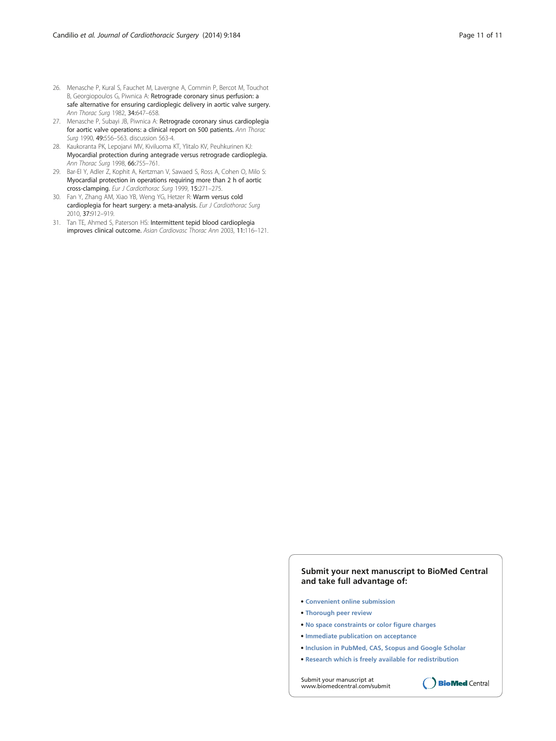26. Menasche P, Kural S, Fauchet M, Lavergne A, Commin P, Bercot M, Touchot B, Georgiopoulos G, Piwnica A: Retrograde coronary sinus perfusion: a safe alternative for ensuring cardioplegic delivery in aortic valve surgery. *Ann Thorac Surg* 1982, **34:**647–658.
27. Menasche P, Subayi JB, Piwnica A: Retrograde coronary sinus cardioplegia for aortic valve operations: a clinical report on 500 patients. *Ann Thorac Surg* 1990, **49:**556–563. discussion 563-4.
28. Kaukoranta PK, Lepojarvi MV, Kiviluoma KT, Ylitalo KV, Peuhkurinen KJ: Myocardial protection during antegrade versus retrograde cardioplegia. *Ann Thorac Surg* 1998, **66:**755–761.
29. Bar-El Y, Adler Z, Kophit A, Kertzman V, Sawaed S, Ross A, Cohen O, Milo S: Myocardial protection in operations requiring more than 2 h of aortic cross-clamping. *Eur J Cardiothorac Surg* 1999, **15:**271–275.
30. Fan Y, Zhang AM, Xiao YB, Weng YG, Hetzer R: Warm versus cold cardioplegia for heart surgery: a meta-analysis. *Eur J Cardiothorac Surg* 2010, **37:**912–919.
31. Tan TE, Ahmed S, Paterson HS: Intermittent tepid blood cardioplegia improves clinical outcome. *Asian Cardiovasc Thorac Ann* 2003, **11:**116–121.

**Submit your next manuscript to BioMed Central and take full advantage of:**

- **Convenient online submission**
- **Thorough peer review**
- **No space constraints or color figure charges**
- **Immediate publication on acceptance**
- **Inclusion in PubMed, CAS, Scopus and Google Scholar**
- **Research which is freely available for redistribution**

Submit your manuscript at www.biomedcentral.com/submit

BioMed Central